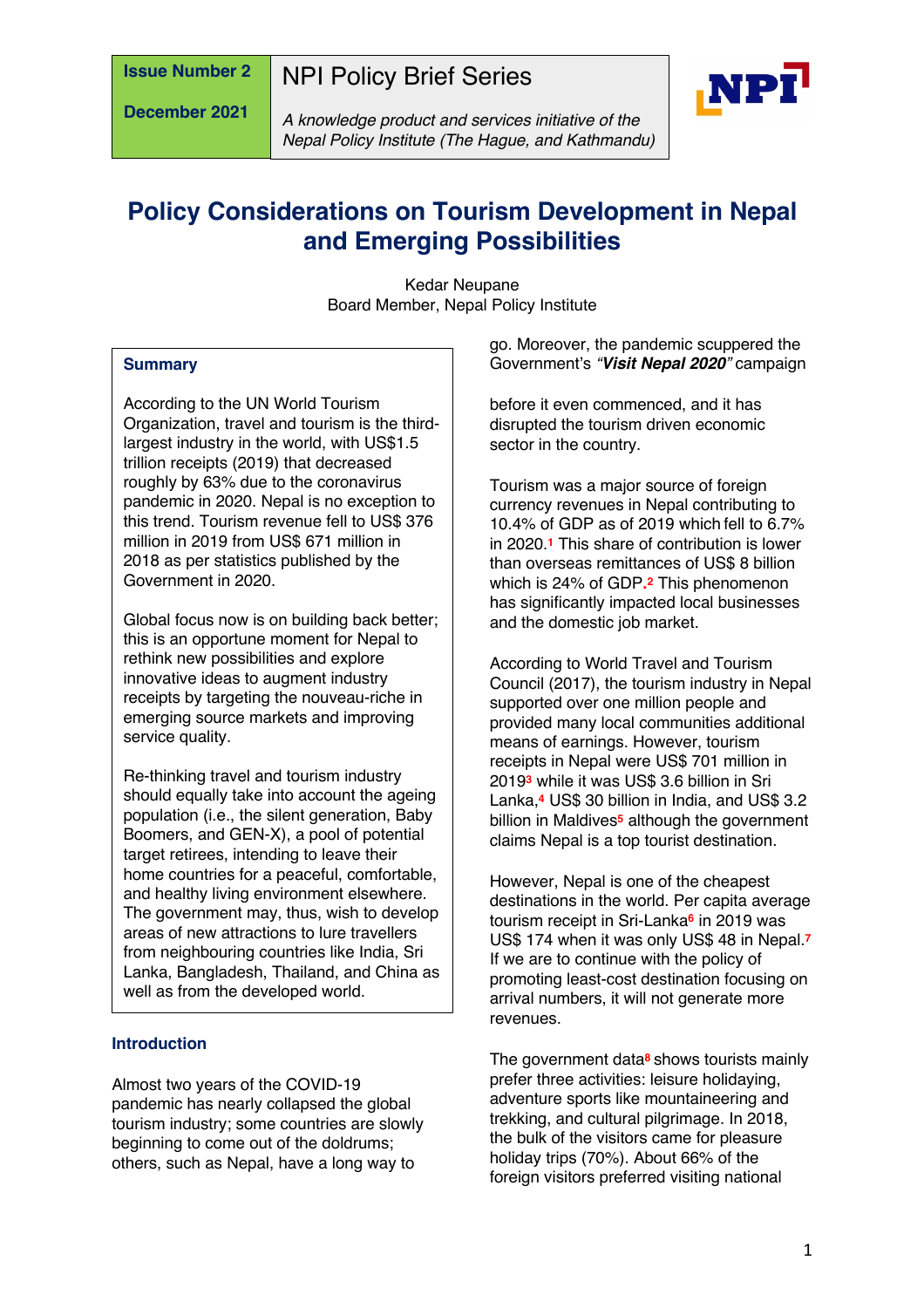Issue Number 2

December 2021

NPI Policy Brief Series

*A knowledge product and services initiative of the Nepal Policy Institute (The Hague, and Kathmandu)*

# Policy Considerations on Tourism Development in Nepal and Emerging Possibilities

Kedar Neupane
Board Member, Nepal Policy Institute

## Summary

According to the UN World Tourism Organization, travel and tourism is the third-largest industry in the world, with US$1.5 trillion receipts (2019) that decreased roughly by 63% due to the coronavirus pandemic in 2020. Nepal is no exception to this trend. Tourism revenue fell to US$ 376 million in 2019 from US$ 671 million in 2018 as per statistics published by the Government in 2020.

Global focus now is on building back better; this is an opportune moment for Nepal to rethink new possibilities and explore innovative ideas to augment industry receipts by targeting the nouveau-riche in emerging source markets and improving service quality.

Re-thinking travel and tourism industry should equally take into account the ageing population (i.e., the silent generation, Baby Boomers, and GEN-X), a pool of potential target retirees, intending to leave their home countries for a peaceful, comfortable, and healthy living environment elsewhere. The government may, thus, wish to develop areas of new attractions to lure travellers from neighbouring countries like India, Sri Lanka, Bangladesh, Thailand, and China as well as from the developed world.

## Introduction

Almost two years of the COVID-19 pandemic has nearly collapsed the global tourism industry; some countries are slowly beginning to come out of the doldrums; others, such as Nepal, have a long way to go. Moreover, the pandemic scuppered the Government's ***"Visit Nepal 2020"*** campaign before it even commenced, and it has disrupted the tourism driven economic sector in the country.

Tourism was a major source of foreign currency revenues in Nepal contributing to 10.4% of GDP as of 2019 which fell to 6.7% in 2020.[1] This share of contribution is lower than overseas remittances of US$ 8 billion which is 24% of GDP.[2] This phenomenon has significantly impacted local businesses and the domestic job market.

According to World Travel and Tourism Council (2017), the tourism industry in Nepal supported over one million people and provided many local communities additional means of earnings. However, tourism receipts in Nepal were US$ 701 million in 2019[3] while it was US$ 3.6 billion in Sri Lanka,[4] US$ 30 billion in India, and US$ 3.2 billion in Maldives[5] although the government claims Nepal is a top tourist destination.

However, Nepal is one of the cheapest destinations in the world. Per capita average tourism receipt in Sri-Lanka[6] in 2019 was US$ 174 when it was only US$ 48 in Nepal.[7] If we are to continue with the policy of promoting least-cost destination focusing on arrival numbers, it will not generate more revenues.

The government data[8] shows tourists mainly prefer three activities: leisure holidaying, adventure sports like mountaineering and trekking, and cultural pilgrimage. In 2018, the bulk of the visitors came for pleasure holiday trips (70%). About 66% of the foreign visitors preferred visiting national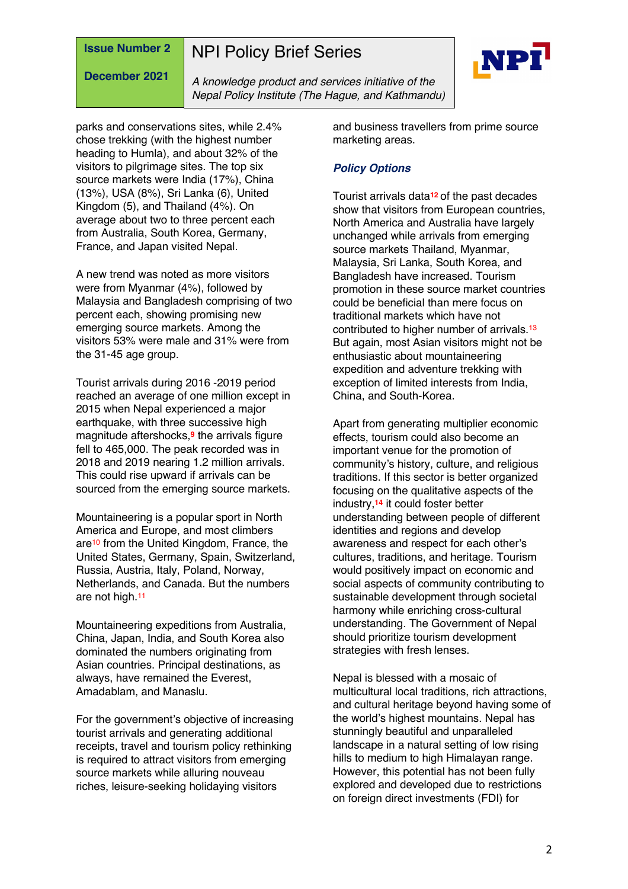parks and conservations sites, while 2.4% chose trekking (with the highest number heading to Humla), and about 32% of the visitors to pilgrimage sites. The top six source markets were India (17%), China (13%), USA (8%), Sri Lanka (6), United Kingdom (5), and Thailand (4%). On average about two to three percent each from Australia, South Korea, Germany, France, and Japan visited Nepal.

A new trend was noted as more visitors were from Myanmar (4%), followed by Malaysia and Bangladesh comprising of two percent each, showing promising new emerging source markets. Among the visitors 53% were male and 31% were from the 31-45 age group.

Tourist arrivals during 2016 -2019 period reached an average of one million except in 2015 when Nepal experienced a major earthquake, with three successive high magnitude aftershocks,[9] the arrivals figure fell to 465,000. The peak recorded was in 2018 and 2019 nearing 1.2 million arrivals. This could rise upward if arrivals can be sourced from the emerging source markets.

Mountaineering is a popular sport in North America and Europe, and most climbers are[10] from the United Kingdom, France, the United States, Germany, Spain, Switzerland, Russia, Austria, Italy, Poland, Norway, Netherlands, and Canada. But the numbers are not high.[11]

Mountaineering expeditions from Australia, China, Japan, India, and South Korea also dominated the numbers originating from Asian countries. Principal destinations, as always, have remained the Everest, Amadablam, and Manaslu.

For the government's objective of increasing tourist arrivals and generating additional receipts, travel and tourism policy rethinking is required to attract visitors from emerging source markets while alluring nouveau riches, leisure-seeking holidaying visitors and business travellers from prime source marketing areas.

## *Policy Options*

Tourist arrivals data[12] of the past decades show that visitors from European countries, North America and Australia have largely unchanged while arrivals from emerging source markets Thailand, Myanmar, Malaysia, Sri Lanka, South Korea, and Bangladesh have increased. Tourism promotion in these source market countries could be beneficial than mere focus on traditional markets which have not contributed to higher number of arrivals.[13] But again, most Asian visitors might not be enthusiastic about mountaineering expedition and adventure trekking with exception of limited interests from India, China, and South-Korea.

Apart from generating multiplier economic effects, tourism could also become an important venue for the promotion of community's history, culture, and religious traditions. If this sector is better organized focusing on the qualitative aspects of the industry,[14] it could foster better understanding between people of different identities and regions and develop awareness and respect for each other's cultures, traditions, and heritage. Tourism would positively impact on economic and social aspects of community contributing to sustainable development through societal harmony while enriching cross-cultural understanding. The Government of Nepal should prioritize tourism development strategies with fresh lenses.

Nepal is blessed with a mosaic of multicultural local traditions, rich attractions, and cultural heritage beyond having some of the world's highest mountains. Nepal has stunningly beautiful and unparalleled landscape in a natural setting of low rising hills to medium to high Himalayan range. However, this potential has not been fully explored and developed due to restrictions on foreign direct investments (FDI) for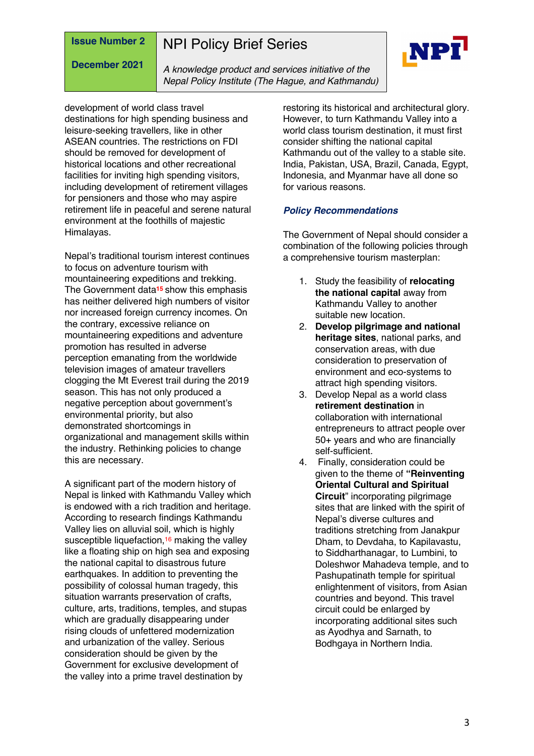development of world class travel destinations for high spending business and leisure-seeking travellers, like in other ASEAN countries. The restrictions on FDI should be removed for development of historical locations and other recreational facilities for inviting high spending visitors, including development of retirement villages for pensioners and those who may aspire retirement life in peaceful and serene natural environment at the foothills of majestic Himalayas.

Nepal's traditional tourism interest continues to focus on adventure tourism with mountaineering expeditions and trekking. The Government data[15] show this emphasis has neither delivered high numbers of visitor nor increased foreign currency incomes. On the contrary, excessive reliance on mountaineering expeditions and adventure promotion has resulted in adverse perception emanating from the worldwide television images of amateur travellers clogging the Mt Everest trail during the 2019 season. This has not only produced a negative perception about government's environmental priority, but also demonstrated shortcomings in organizational and management skills within the industry. Rethinking policies to change this are necessary.

A significant part of the modern history of Nepal is linked with Kathmandu Valley which is endowed with a rich tradition and heritage. According to research findings Kathmandu Valley lies on alluvial soil, which is highly susceptible liquefaction,[16] making the valley like a floating ship on high sea and exposing the national capital to disastrous future earthquakes. In addition to preventing the possibility of colossal human tragedy, this situation warrants preservation of crafts, culture, arts, traditions, temples, and stupas which are gradually disappearing under rising clouds of unfettered modernization and urbanization of the valley. Serious consideration should be given by the Government for exclusive development of the valley into a prime travel destination by restoring its historical and architectural glory. However, to turn Kathmandu Valley into a world class tourism destination, it must first consider shifting the national capital Kathmandu out of the valley to a stable site. India, Pakistan, USA, Brazil, Canada, Egypt, Indonesia, and Myanmar have all done so for various reasons.

### *Policy Recommendations*

The Government of Nepal should consider a combination of the following policies through a comprehensive tourism masterplan:

1. Study the feasibility of **relocating the national capital** away from Kathmandu Valley to another suitable new location.
2. **Develop pilgrimage and national heritage sites**, national parks, and conservation areas, with due consideration to preservation of environment and eco-systems to attract high spending visitors.
3. Develop Nepal as a world class **retirement destination** in collaboration with international entrepreneurs to attract people over 50+ years and who are financially self-sufficient.
4. Finally, consideration could be given to the theme of **"Reinventing Oriental Cultural and Spiritual Circuit**" incorporating pilgrimage sites that are linked with the spirit of Nepal's diverse cultures and traditions stretching from Janakpur Dham, to Devdaha, to Kapilavastu, to Siddharthanagar, to Lumbini, to Doleshwor Mahadeva temple, and to Pashupatinath temple for spiritual enlightenment of visitors, from Asian countries and beyond. This travel circuit could be enlarged by incorporating additional sites such as Ayodhya and Sarnath, to Bodhgaya in Northern India.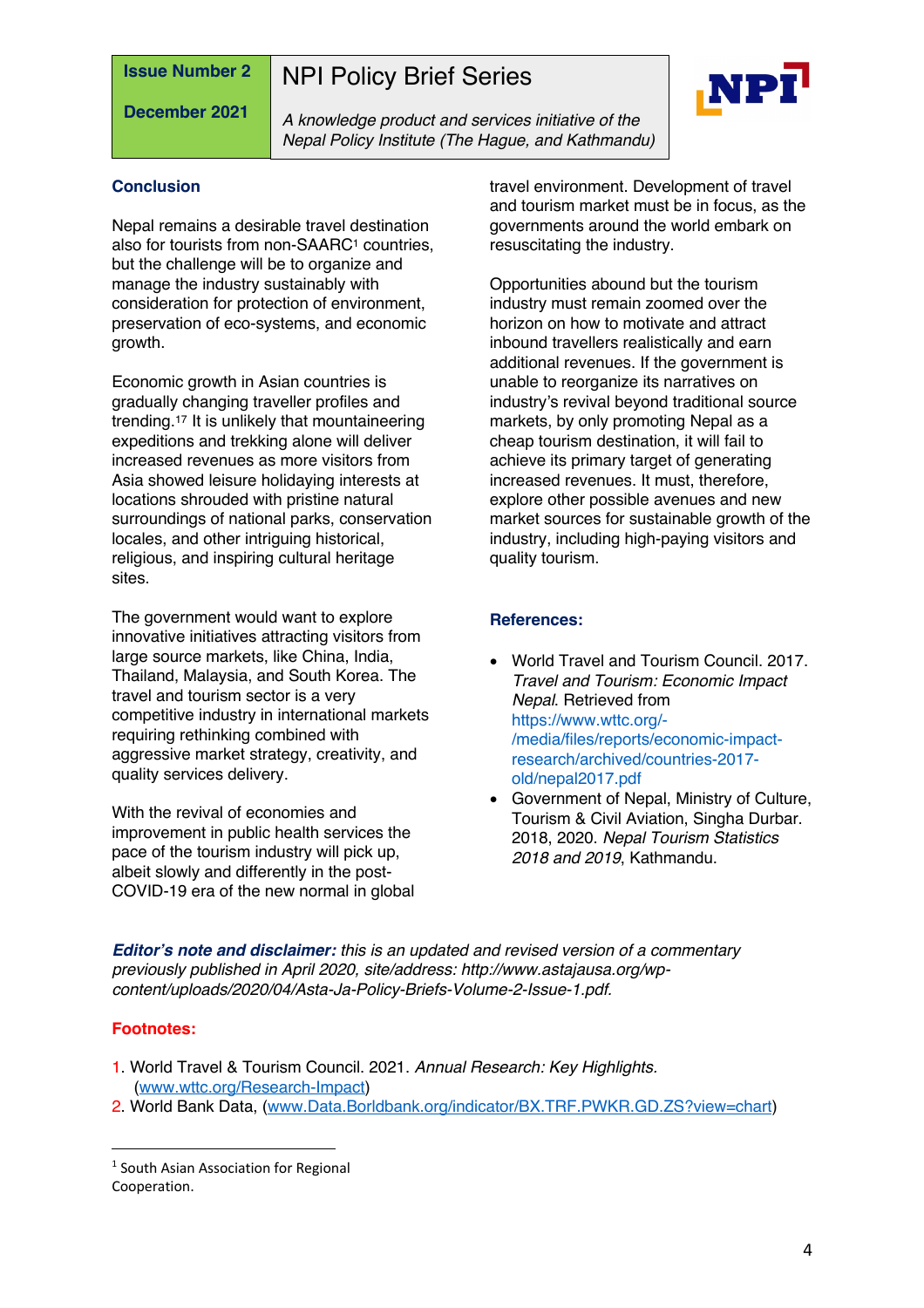## Conclusion

Nepal remains a desirable travel destination also for tourists from non-SAARC[1] countries, but the challenge will be to organize and manage the industry sustainably with consideration for protection of environment, preservation of eco-systems, and economic growth.

Economic growth in Asian countries is gradually changing traveller profiles and trending.[17] It is unlikely that mountaineering expeditions and trekking alone will deliver increased revenues as more visitors from Asia showed leisure holidaying interests at locations shrouded with pristine natural surroundings of national parks, conservation locales, and other intriguing historical, religious, and inspiring cultural heritage sites.

The government would want to explore innovative initiatives attracting visitors from large source markets, like China, India, Thailand, Malaysia, and South Korea. The travel and tourism sector is a very competitive industry in international markets requiring rethinking combined with aggressive market strategy, creativity, and quality services delivery.

With the revival of economies and improvement in public health services the pace of the tourism industry will pick up, albeit slowly and differently in the post-COVID-19 era of the new normal in global travel environment. Development of travel and tourism market must be in focus, as the governments around the world embark on resuscitating the industry.

Opportunities abound but the tourism industry must remain zoomed over the horizon on how to motivate and attract inbound travellers realistically and earn additional revenues. If the government is unable to reorganize its narratives on industry's revival beyond traditional source markets, by only promoting Nepal as a cheap tourism destination, it will fail to achieve its primary target of generating increased revenues. It must, therefore, explore other possible avenues and new market sources for sustainable growth of the industry, including high-paying visitors and quality tourism.

## References:

- World Travel and Tourism Council. 2017. *Travel and Tourism: Economic Impact Nepal*. Retrieved from https://www.wttc.org/-/media/files/reports/economic-impact-research/archived/countries-2017-old/nepal2017.pdf
- Government of Nepal, Ministry of Culture, Tourism & Civil Aviation, Singha Durbar. 2018, 2020. *Nepal Tourism Statistics 2018 and 2019*, Kathmandu.

***Editor's note and disclaimer:*** *this is an updated and revised version of a commentary previously published in April 2020, site/address: http://www.astajausa.org/wp-content/uploads/2020/04/Asta-Ja-Policy-Briefs-Volume-2-Issue-1.pdf.*

## Footnotes:

1. World Travel & Tourism Council. 2021. *Annual Research: Key Highlights.* (www.wttc.org/Research-Impact)
2. World Bank Data, (www.Data.Borldbank.org/indicator/BX.TRF.PWKR.GD.ZS?view=chart)

---

[1] South Asian Association for Regional Cooperation.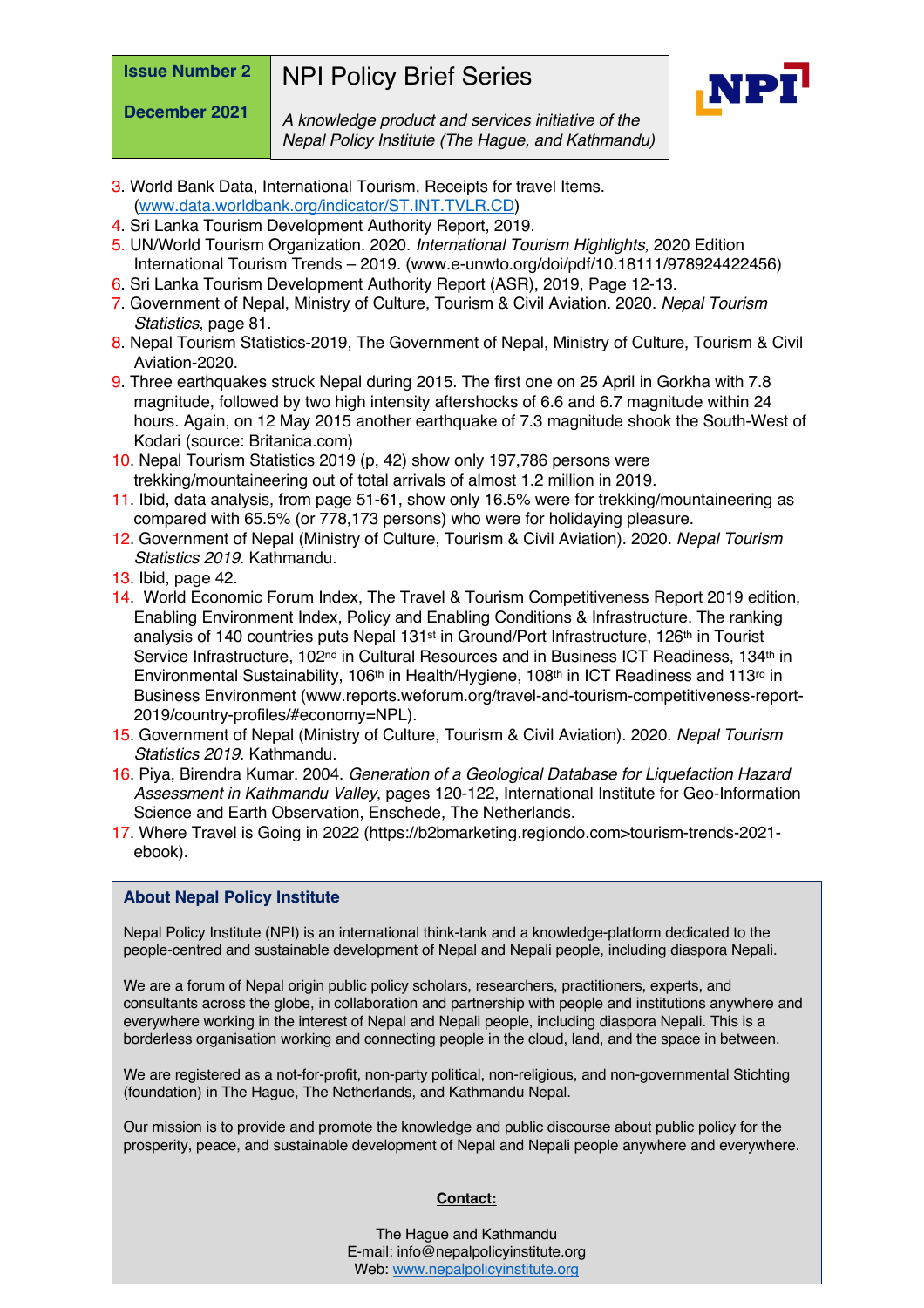3. World Bank Data, International Tourism, Receipts for travel Items. ([www.data.worldbank.org/indicator/ST.INT.TVLR.CD](www.data.worldbank.org/indicator/ST.INT.TVLR.CD))
4. Sri Lanka Tourism Development Authority Report, 2019.
5. UN/World Tourism Organization. 2020. *International Tourism Highlights,* 2020 Edition International Tourism Trends – 2019. (www.e-unwto.org/doi/pdf/10.18111/978924422456)
6. Sri Lanka Tourism Development Authority Report (ASR), 2019, Page 12-13.
7. Government of Nepal, Ministry of Culture, Tourism & Civil Aviation. 2020. *Nepal Tourism Statistics*, page 81.
8. Nepal Tourism Statistics-2019, The Government of Nepal, Ministry of Culture, Tourism & Civil Aviation-2020.
9. Three earthquakes struck Nepal during 2015. The first one on 25 April in Gorkha with 7.8 magnitude, followed by two high intensity aftershocks of 6.6 and 6.7 magnitude within 24 hours. Again, on 12 May 2015 another earthquake of 7.3 magnitude shook the South-West of Kodari (source: Britanica.com)
10. Nepal Tourism Statistics 2019 (p, 42) show only 197,786 persons were trekking/mountaineering out of total arrivals of almost 1.2 million in 2019.
11. Ibid, data analysis, from page 51-61, show only 16.5% were for trekking/mountaineering as compared with 65.5% (or 778,173 persons) who were for holidaying pleasure.
12. Government of Nepal (Ministry of Culture, Tourism & Civil Aviation). 2020. *Nepal Tourism Statistics 2019*. Kathmandu.
13. Ibid, page 42.
14. World Economic Forum Index, The Travel & Tourism Competitiveness Report 2019 edition, Enabling Environment Index, Policy and Enabling Conditions & Infrastructure. The ranking analysis of 140 countries puts Nepal 131st in Ground/Port Infrastructure, 126th in Tourist Service Infrastructure, 102nd in Cultural Resources and in Business ICT Readiness, 134th in Environmental Sustainability, 106th in Health/Hygiene, 108th in ICT Readiness and 113rd in Business Environment (www.reports.weforum.org/travel-and-tourism-competitiveness-report-2019/country-profiles/#economy=NPL).
15. Government of Nepal (Ministry of Culture, Tourism & Civil Aviation). 2020. *Nepal Tourism Statistics 2019*. Kathmandu.
16. Piya, Birendra Kumar. 2004. *Generation of a Geological Database for Liquefaction Hazard Assessment in Kathmandu Valley*, pages 120-122, International Institute for Geo-Information Science and Earth Observation, Enschede, The Netherlands.
17. Where Travel is Going in 2022 (https://b2bmarketing.regiondo.com>tourism-trends-2021-ebook).

### About Nepal Policy Institute

Nepal Policy Institute (NPI) is an international think-tank and a knowledge-platform dedicated to the people-centred and sustainable development of Nepal and Nepali people, including diaspora Nepali.

We are a forum of Nepal origin public policy scholars, researchers, practitioners, experts, and consultants across the globe, in collaboration and partnership with people and institutions anywhere and everywhere working in the interest of Nepal and Nepali people, including diaspora Nepali. This is a borderless organisation working and connecting people in the cloud, land, and the space in between.

We are registered as a not-for-profit, non-party political, non-religious, and non-governmental Stichting (foundation) in The Hague, The Netherlands, and Kathmandu Nepal.

Our mission is to provide and promote the knowledge and public discourse about public policy for the prosperity, peace, and sustainable development of Nepal and Nepali people anywhere and everywhere.

**Contact:**

The Hague and Kathmandu
E-mail: info@nepalpolicyinstitute.org
Web: [www.nepalpolicyinstitute.org](www.nepalpolicyinstitute.org)